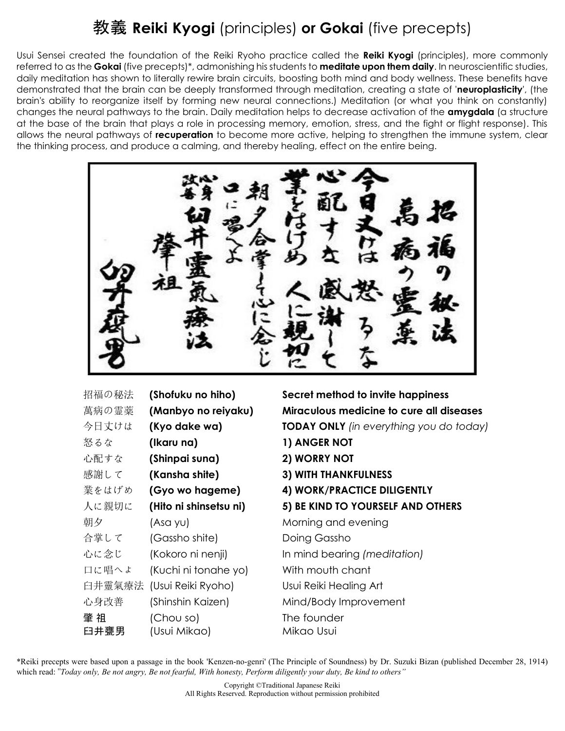# 教義 **Reiki Kyogi** (principles) **or Gokai** (five precepts)

Usui Sensei created the foundation of the Reiki Ryoho practice called the **Reiki Kyogi** (principles), more commonly referred to as the **Gokai** (five precepts)*, admonishing his students to **meditate upon them daily**. In neuroscientific studies, daily meditation has shown to literally rewire brain circuits, boosting both mind and body wellness. These benefits have demonstrated that the brain can be deeply transformed through meditation, creating a state of '**neuroplasticity**', (the brain's ability to reorganize itself by forming new neural connections.) Meditation (or what you think on constantly) changes the neural pathways to the brain. Daily meditation helps to decrease activation of the **amygdala** (a structure at the base of the brain that plays a role in processing memory, emotion, stress, and the fight or flight response). This allows the neural pathways of **recuperation** to become more active, helping to strengthen the immune system, clear the thinking process, and produce a calming, and thereby healing, effect on the entire being.

招福の秘法
萬病の霊薬
今日丈けは怒るな
心配すな
感謝して
業をはげめ
人に親切に
朝夕合掌して心に念じ
口に唱へよ
心身改善 臼井靈氣療法
肇祖
臼井甕男

| | | |
|---|---|---|
| 招福の秘法 | **(Shofuku no hiho)** | **Secret method to invite happiness** |
| 萬病の霊薬 | **(Manbyo no reiyaku)** | **Miraculous medicine to cure all diseases** |
| 今日丈けは | **(Kyo dake wa)** | **TODAY ONLY** *(in everything you do today)* |
| 怒るな | **(Ikaru na)** | **1) ANGER NOT** |
| 心配すな | **(Shinpai suna)** | **2) WORRY NOT** |
| 感謝して | **(Kansha shite)** | **3) WITH THANKFULNESS** |
| 業をはげめ | **(Gyo wo hageme)** | **4) WORK/PRACTICE DILIGENTLY** |
| 人に親切に | **(Hito ni shinsetsu ni)** | **5) BE KIND TO YOURSELF AND OTHERS** |
| 朝夕 | (Asa yu) | Morning and evening |
| 合掌して | (Gassho shite) | Doing Gassho |
| 心に念じ | (Kokoro ni nenji) | In mind bearing *(meditation)* |
| 口に唱へよ | (Kuchi ni tonahe yo) | With mouth chant |
| 臼井靈氣療法 | (Usui Reiki Ryoho) | Usui Reiki Healing Art |
| 心身改善 | (Shinshin Kaizen) | Mind/Body Improvement |
| 肇 祖 | (Chou so) | The founder |
| 臼井甕男 | (Usui Mikao) | Mikao Usui |

*Reiki precepts were based upon a passage in the book 'Kenzen-no-genri' (The Principle of Soundness) by Dr. Suzuki Bizan (published December 28, 1914) which read: "*Today only, Be not angry, Be not fearful, With honesty, Perform diligently your duty, Be kind to others"*

Copyright ©Traditional Japanese Reiki
All Rights Reserved. Reproduction without permission prohibited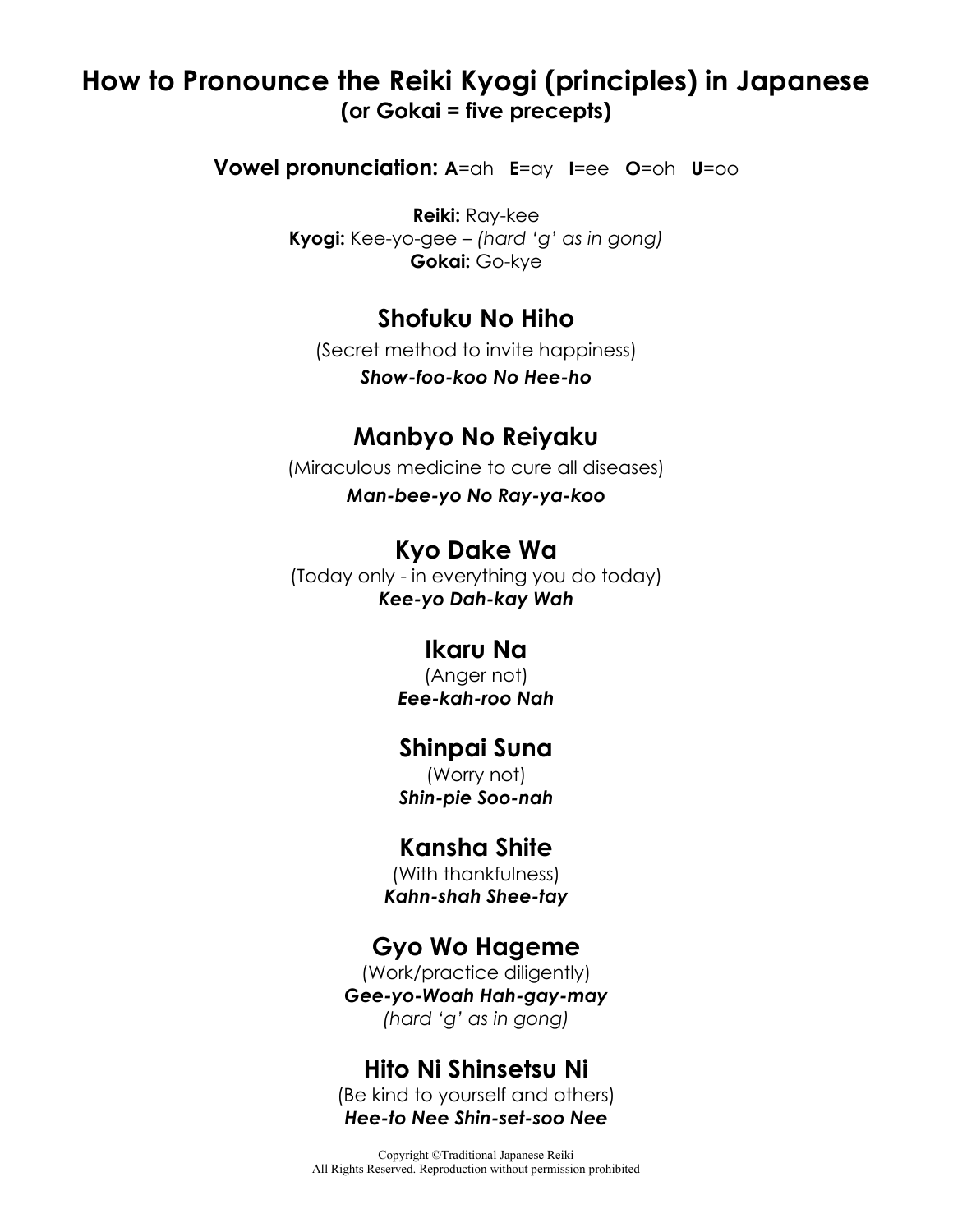# How to Pronounce the Reiki Kyogi (principles) in Japanese
### (or Gokai = five precepts)

**Vowel pronunciation:** **A**=ah **E**=ay **I**=ee **O**=oh **U**=oo

**Reiki:** Ray-kee
**Kyogi:** Kee-yo-gee – *(hard 'g' as in gong)*
**Gokai:** Go-kye

## Shofuku No Hiho

(Secret method to invite happiness)
***Show-foo-koo No Hee-ho***

## Manbyo No Reiyaku

(Miraculous medicine to cure all diseases)
***Man-bee-yo No Ray-ya-koo***

## Kyo Dake Wa

(Today only - in everything you do today)
***Kee-yo Dah-kay Wah***

## Ikaru Na

(Anger not)
***Eee-kah-roo Nah***

## Shinpai Suna

(Worry not)
***Shin-pie Soo-nah***

## Kansha Shite

(With thankfulness)
***Kahn-shah Shee-tay***

## Gyo Wo Hageme

(Work/practice diligently)
***Gee-yo-Woah Hah-gay-may***
*(hard 'g' as in gong)*

## Hito Ni Shinsetsu Ni

(Be kind to yourself and others)
***Hee-to Nee Shin-set-soo Nee***

Copyright ©Traditional Japanese Reiki
All Rights Reserved. Reproduction without permission prohibited